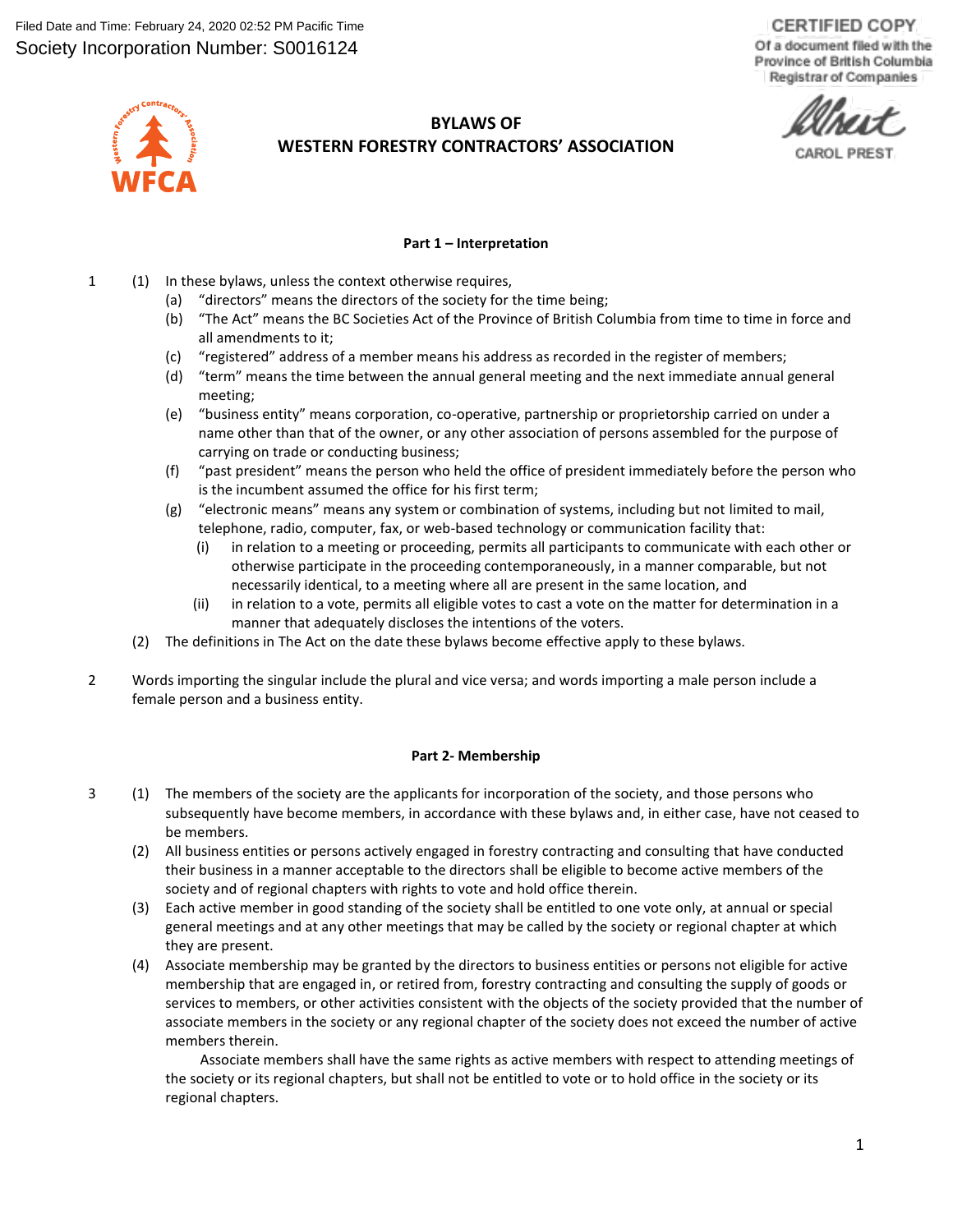Filed Date and Time: February 24, 2020 02:52 PM Pacific Time
Society Incorporation Number: S0016124

CERTIFIED COPY
Of a document filed with the Province of British Columbia Registrar of Companies

CAROL PREST

# BYLAWS OF WESTERN FORESTRY CONTRACTORS' ASSOCIATION

## Part 1 – Interpretation

1 (1) In these bylaws, unless the context otherwise requires,

(a) "directors" means the directors of the society for the time being;

(b) "The Act" means the BC Societies Act of the Province of British Columbia from time to time in force and all amendments to it;

(c) "registered" address of a member means his address as recorded in the register of members;

(d) "term" means the time between the annual general meeting and the next immediate annual general meeting;

(e) "business entity" means corporation, co-operative, partnership or proprietorship carried on under a name other than that of the owner, or any other association of persons assembled for the purpose of carrying on trade or conducting business;

(f) "past president" means the person who held the office of president immediately before the person who is the incumbent assumed the office for his first term;

(g) "electronic means" means any system or combination of systems, including but not limited to mail, telephone, radio, computer, fax, or web-based technology or communication facility that:

(i) in relation to a meeting or proceeding, permits all participants to communicate with each other or otherwise participate in the proceeding contemporaneously, in a manner comparable, but not necessarily identical, to a meeting where all are present in the same location, and

(ii) in relation to a vote, permits all eligible votes to cast a vote on the matter for determination in a manner that adequately discloses the intentions of the voters.

(2) The definitions in The Act on the date these bylaws become effective apply to these bylaws.

2 Words importing the singular include the plural and vice versa; and words importing a male person include a female person and a business entity.

## Part 2- Membership

3 (1) The members of the society are the applicants for incorporation of the society, and those persons who subsequently have become members, in accordance with these bylaws and, in either case, have not ceased to be members.

(2) All business entities or persons actively engaged in forestry contracting and consulting that have conducted their business in a manner acceptable to the directors shall be eligible to become active members of the society and of regional chapters with rights to vote and hold office therein.

(3) Each active member in good standing of the society shall be entitled to one vote only, at annual or special general meetings and at any other meetings that may be called by the society or regional chapter at which they are present.

(4) Associate membership may be granted by the directors to business entities or persons not eligible for active membership that are engaged in, or retired from, forestry contracting and consulting the supply of goods or services to members, or other activities consistent with the objects of the society provided that the number of associate members in the society or any regional chapter of the society does not exceed the number of active members therein.

Associate members shall have the same rights as active members with respect to attending meetings of the society or its regional chapters, but shall not be entitled to vote or to hold office in the society or its regional chapters.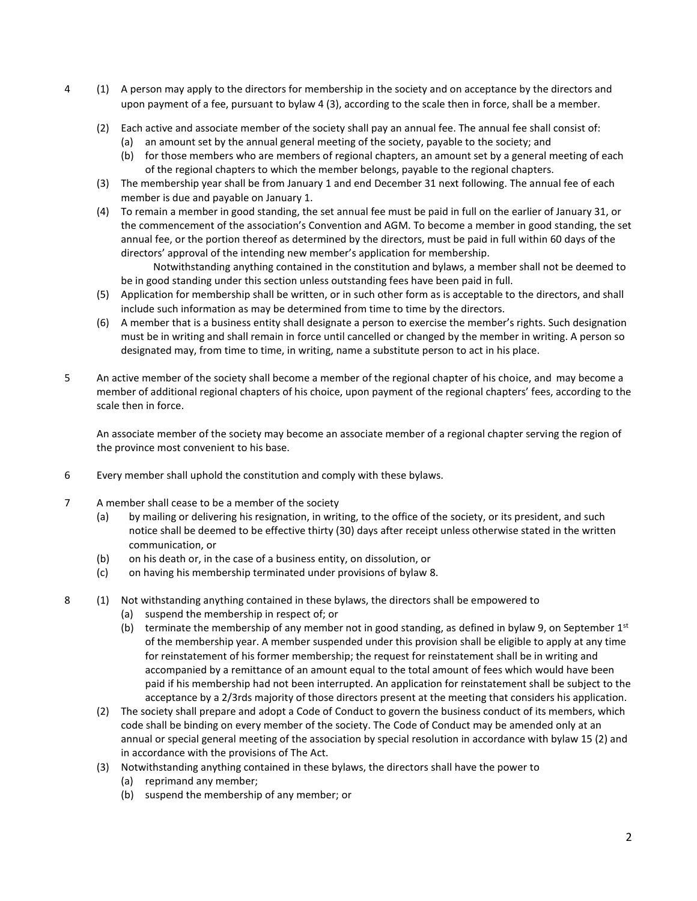4 (1) A person may apply to the directors for membership in the society and on acceptance by the directors and upon payment of a fee, pursuant to bylaw 4 (3), according to the scale then in force, shall be a member.

(2) Each active and associate member of the society shall pay an annual fee. The annual fee shall consist of:
  (a) an amount set by the annual general meeting of the society, payable to the society; and
  (b) for those members who are members of regional chapters, an amount set by a general meeting of each of the regional chapters to which the member belongs, payable to the regional chapters.

(3) The membership year shall be from January 1 and end December 31 next following. The annual fee of each member is due and payable on January 1.

(4) To remain a member in good standing, the set annual fee must be paid in full on the earlier of January 31, or the commencement of the association's Convention and AGM. To become a member in good standing, the set annual fee, or the portion thereof as determined by the directors, must be paid in full within 60 days of the directors' approval of the intending new member's application for membership.

Notwithstanding anything contained in the constitution and bylaws, a member shall not be deemed to be in good standing under this section unless outstanding fees have been paid in full.

(5) Application for membership shall be written, or in such other form as is acceptable to the directors, and shall include such information as may be determined from time to time by the directors.

(6) A member that is a business entity shall designate a person to exercise the member's rights. Such designation must be in writing and shall remain in force until cancelled or changed by the member in writing. A person so designated may, from time to time, in writing, name a substitute person to act in his place.

5 An active member of the society shall become a member of the regional chapter of his choice, and may become a member of additional regional chapters of his choice, upon payment of the regional chapters' fees, according to the scale then in force.

An associate member of the society may become an associate member of a regional chapter serving the region of the province most convenient to his base.

6 Every member shall uphold the constitution and comply with these bylaws.

7 A member shall cease to be a member of the society
  (a) by mailing or delivering his resignation, in writing, to the office of the society, or its president, and such notice shall be deemed to be effective thirty (30) days after receipt unless otherwise stated in the written communication, or
  (b) on his death or, in the case of a business entity, on dissolution, or
  (c) on having his membership terminated under provisions of bylaw 8.

8 (1) Not withstanding anything contained in these bylaws, the directors shall be empowered to
  (a) suspend the membership in respect of; or
  (b) terminate the membership of any member not in good standing, as defined in bylaw 9, on September 1st of the membership year. A member suspended under this provision shall be eligible to apply at any time for reinstatement of his former membership; the request for reinstatement shall be in writing and accompanied by a remittance of an amount equal to the total amount of fees which would have been paid if his membership had not been interrupted. An application for reinstatement shall be subject to the acceptance by a 2/3rds majority of those directors present at the meeting that considers his application.

(2) The society shall prepare and adopt a Code of Conduct to govern the business conduct of its members, which code shall be binding on every member of the society. The Code of Conduct may be amended only at an annual or special general meeting of the association by special resolution in accordance with bylaw 15 (2) and in accordance with the provisions of The Act.

(3) Notwithstanding anything contained in these bylaws, the directors shall have the power to
  (a) reprimand any member;
  (b) suspend the membership of any member; or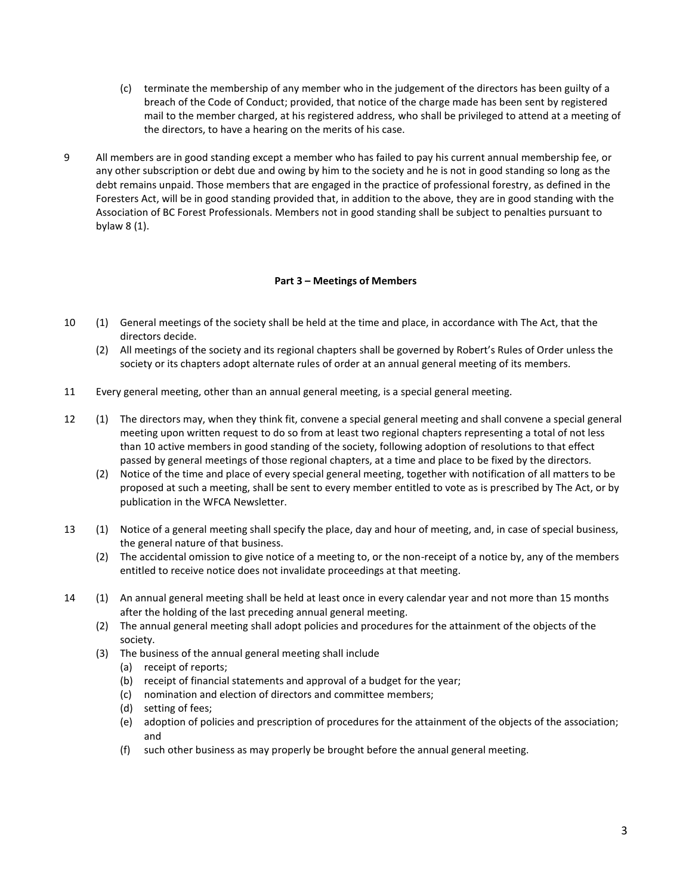(c) terminate the membership of any member who in the judgement of the directors has been guilty of a breach of the Code of Conduct; provided, that notice of the charge made has been sent by registered mail to the member charged, at his registered address, who shall be privileged to attend at a meeting of the directors, to have a hearing on the merits of his case.

9 All members are in good standing except a member who has failed to pay his current annual membership fee, or any other subscription or debt due and owing by him to the society and he is not in good standing so long as the debt remains unpaid. Those members that are engaged in the practice of professional forestry, as defined in the Foresters Act, will be in good standing provided that, in addition to the above, they are in good standing with the Association of BC Forest Professionals. Members not in good standing shall be subject to penalties pursuant to bylaw 8 (1).

**Part 3 – Meetings of Members**

10 (1) General meetings of the society shall be held at the time and place, in accordance with The Act, that the directors decide.

(2) All meetings of the society and its regional chapters shall be governed by Robert's Rules of Order unless the society or its chapters adopt alternate rules of order at an annual general meeting of its members.

11 Every general meeting, other than an annual general meeting, is a special general meeting.

12 (1) The directors may, when they think fit, convene a special general meeting and shall convene a special general meeting upon written request to do so from at least two regional chapters representing a total of not less than 10 active members in good standing of the society, following adoption of resolutions to that effect passed by general meetings of those regional chapters, at a time and place to be fixed by the directors.

(2) Notice of the time and place of every special general meeting, together with notification of all matters to be proposed at such a meeting, shall be sent to every member entitled to vote as is prescribed by The Act, or by publication in the WFCA Newsletter.

13 (1) Notice of a general meeting shall specify the place, day and hour of meeting, and, in case of special business, the general nature of that business.

(2) The accidental omission to give notice of a meeting to, or the non-receipt of a notice by, any of the members entitled to receive notice does not invalidate proceedings at that meeting.

14 (1) An annual general meeting shall be held at least once in every calendar year and not more than 15 months after the holding of the last preceding annual general meeting.

(2) The annual general meeting shall adopt policies and procedures for the attainment of the objects of the society.

(3) The business of the annual general meeting shall include

(a) receipt of reports;

(b) receipt of financial statements and approval of a budget for the year;

(c) nomination and election of directors and committee members;

(d) setting of fees;

(e) adoption of policies and prescription of procedures for the attainment of the objects of the association; and

(f) such other business as may properly be brought before the annual general meeting.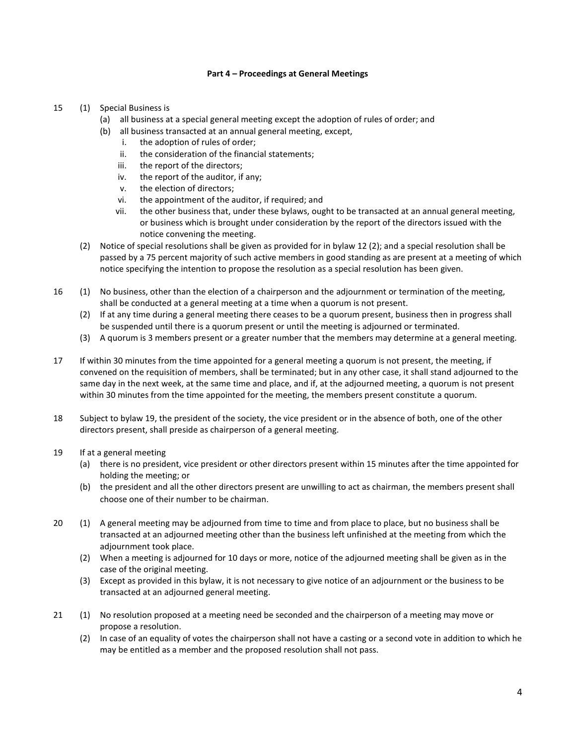**Part 4 – Proceedings at General Meetings**

15 (1) Special Business is

(a) all business at a special general meeting except the adoption of rules of order; and

(b) all business transacted at an annual general meeting, except,

i. the adoption of rules of order;
ii. the consideration of the financial statements;
iii. the report of the directors;
iv. the report of the auditor, if any;
v. the election of directors;
vi. the appointment of the auditor, if required; and
vii. the other business that, under these bylaws, ought to be transacted at an annual general meeting, or business which is brought under consideration by the report of the directors issued with the notice convening the meeting.

(2) Notice of special resolutions shall be given as provided for in bylaw 12 (2); and a special resolution shall be passed by a 75 percent majority of such active members in good standing as are present at a meeting of which notice specifying the intention to propose the resolution as a special resolution has been given.

16 (1) No business, other than the election of a chairperson and the adjournment or termination of the meeting, shall be conducted at a general meeting at a time when a quorum is not present.

(2) If at any time during a general meeting there ceases to be a quorum present, business then in progress shall be suspended until there is a quorum present or until the meeting is adjourned or terminated.

(3) A quorum is 3 members present or a greater number that the members may determine at a general meeting.

17 If within 30 minutes from the time appointed for a general meeting a quorum is not present, the meeting, if convened on the requisition of members, shall be terminated; but in any other case, it shall stand adjourned to the same day in the next week, at the same time and place, and if, at the adjourned meeting, a quorum is not present within 30 minutes from the time appointed for the meeting, the members present constitute a quorum.

18 Subject to bylaw 19, the president of the society, the vice president or in the absence of both, one of the other directors present, shall preside as chairperson of a general meeting.

19 If at a general meeting

(a) there is no president, vice president or other directors present within 15 minutes after the time appointed for holding the meeting; or

(b) the president and all the other directors present are unwilling to act as chairman, the members present shall choose one of their number to be chairman.

20 (1) A general meeting may be adjourned from time to time and from place to place, but no business shall be transacted at an adjourned meeting other than the business left unfinished at the meeting from which the adjournment took place.

(2) When a meeting is adjourned for 10 days or more, notice of the adjourned meeting shall be given as in the case of the original meeting.

(3) Except as provided in this bylaw, it is not necessary to give notice of an adjournment or the business to be transacted at an adjourned general meeting.

21 (1) No resolution proposed at a meeting need be seconded and the chairperson of a meeting may move or propose a resolution.

(2) In case of an equality of votes the chairperson shall not have a casting or a second vote in addition to which he may be entitled as a member and the proposed resolution shall not pass.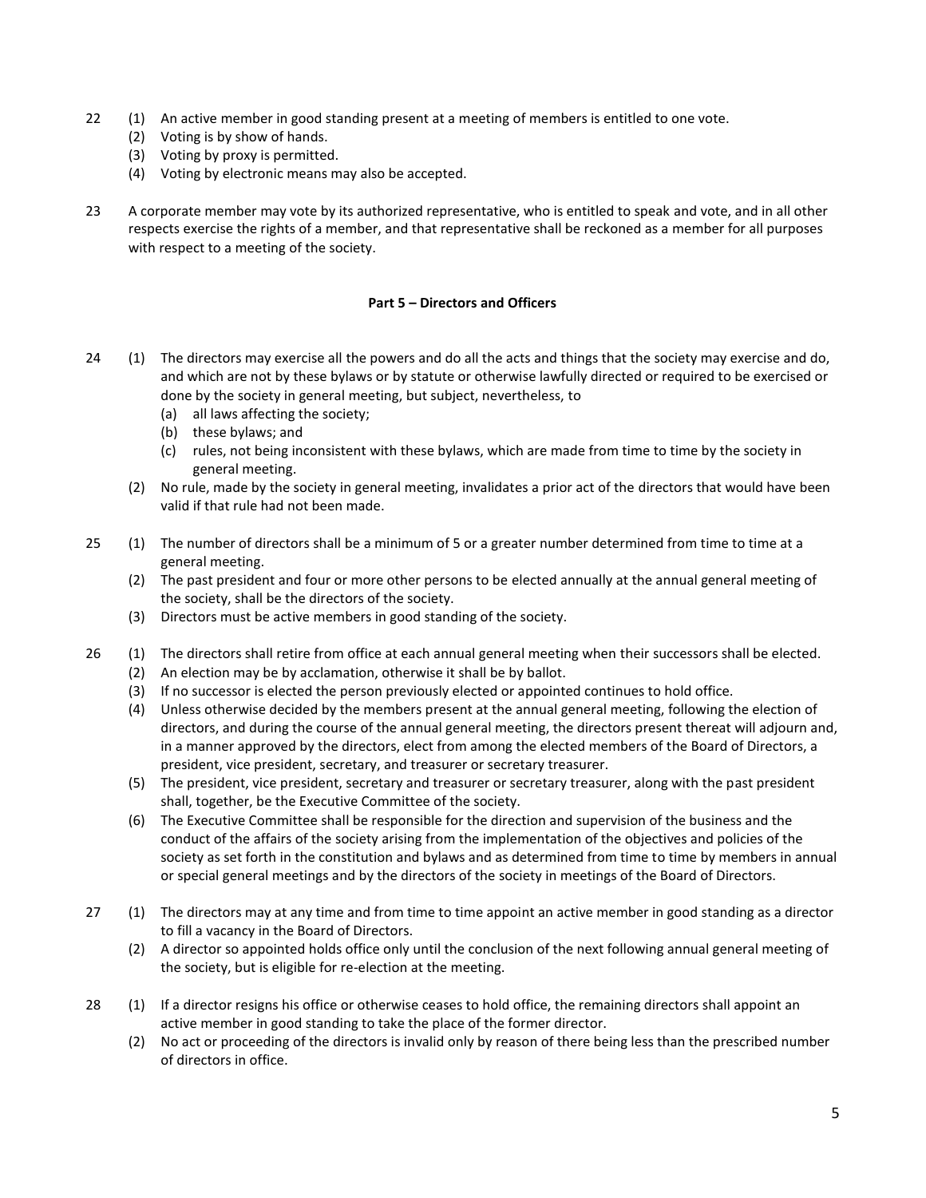22 (1) An active member in good standing present at a meeting of members is entitled to one vote.
   (2) Voting is by show of hands.
   (3) Voting by proxy is permitted.
   (4) Voting by electronic means may also be accepted.

23 A corporate member may vote by its authorized representative, who is entitled to speak and vote, and in all other respects exercise the rights of a member, and that representative shall be reckoned as a member for all purposes with respect to a meeting of the society.

## Part 5 – Directors and Officers

24 (1) The directors may exercise all the powers and do all the acts and things that the society may exercise and do, and which are not by these bylaws or by statute or otherwise lawfully directed or required to be exercised or done by the society in general meeting, but subject, nevertheless, to
   (a) all laws affecting the society;
   (b) these bylaws; and
   (c) rules, not being inconsistent with these bylaws, which are made from time to time by the society in general meeting.
   (2) No rule, made by the society in general meeting, invalidates a prior act of the directors that would have been valid if that rule had not been made.

25 (1) The number of directors shall be a minimum of 5 or a greater number determined from time to time at a general meeting.
   (2) The past president and four or more other persons to be elected annually at the annual general meeting of the society, shall be the directors of the society.
   (3) Directors must be active members in good standing of the society.

26 (1) The directors shall retire from office at each annual general meeting when their successors shall be elected.
   (2) An election may be by acclamation, otherwise it shall be by ballot.
   (3) If no successor is elected the person previously elected or appointed continues to hold office.
   (4) Unless otherwise decided by the members present at the annual general meeting, following the election of directors, and during the course of the annual general meeting, the directors present thereat will adjourn and, in a manner approved by the directors, elect from among the elected members of the Board of Directors, a president, vice president, secretary, and treasurer or secretary treasurer.
   (5) The president, vice president, secretary and treasurer or secretary treasurer, along with the past president shall, together, be the Executive Committee of the society.
   (6) The Executive Committee shall be responsible for the direction and supervision of the business and the conduct of the affairs of the society arising from the implementation of the objectives and policies of the society as set forth in the constitution and bylaws and as determined from time to time by members in annual or special general meetings and by the directors of the society in meetings of the Board of Directors.

27 (1) The directors may at any time and from time to time appoint an active member in good standing as a director to fill a vacancy in the Board of Directors.
   (2) A director so appointed holds office only until the conclusion of the next following annual general meeting of the society, but is eligible for re-election at the meeting.

28 (1) If a director resigns his office or otherwise ceases to hold office, the remaining directors shall appoint an active member in good standing to take the place of the former director.
   (2) No act or proceeding of the directors is invalid only by reason of there being less than the prescribed number of directors in office.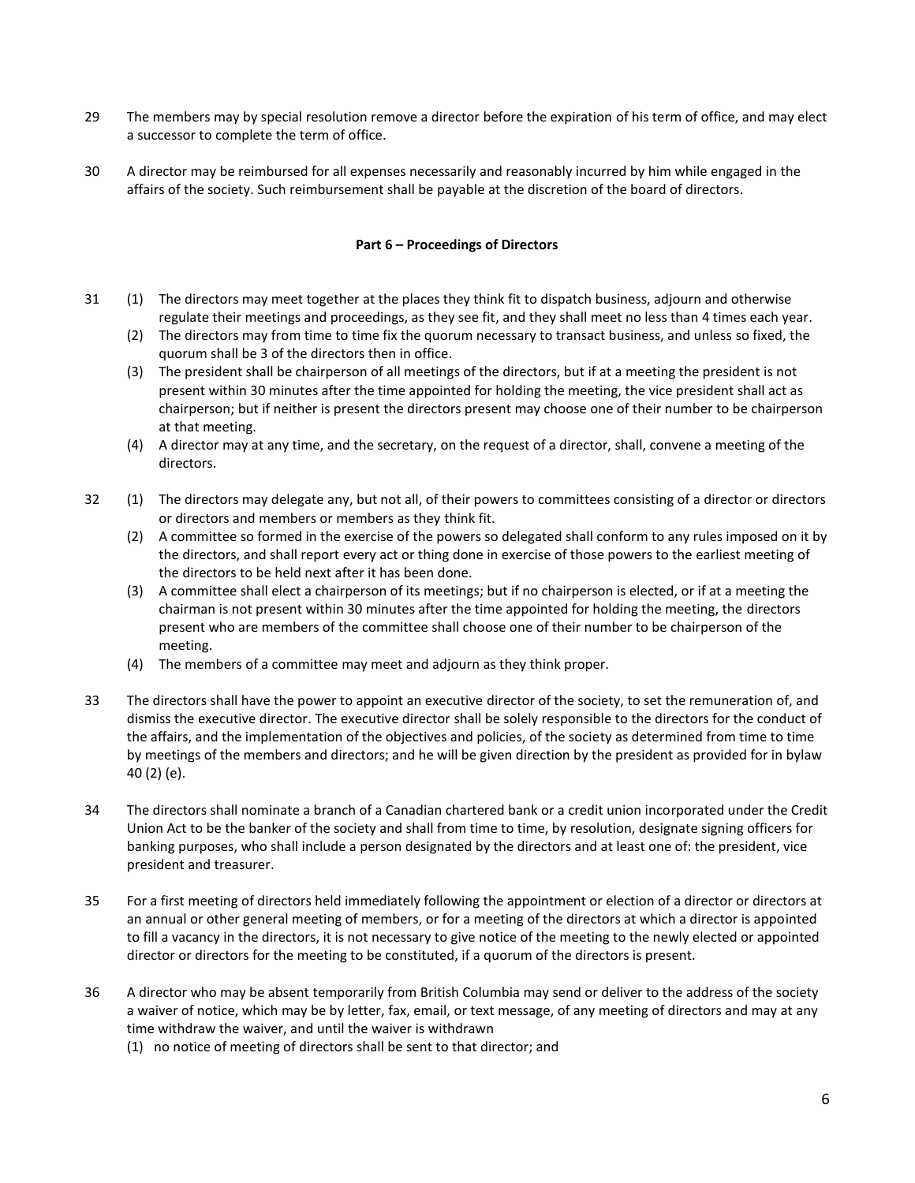29 The members may by special resolution remove a director before the expiration of his term of office, and may elect a successor to complete the term of office.

30 A director may be reimbursed for all expenses necessarily and reasonably incurred by him while engaged in the affairs of the society. Such reimbursement shall be payable at the discretion of the board of directors.

**Part 6 – Proceedings of Directors**

31 (1) The directors may meet together at the places they think fit to dispatch business, adjourn and otherwise regulate their meetings and proceedings, as they see fit, and they shall meet no less than 4 times each year.
(2) The directors may from time to time fix the quorum necessary to transact business, and unless so fixed, the quorum shall be 3 of the directors then in office.
(3) The president shall be chairperson of all meetings of the directors, but if at a meeting the president is not present within 30 minutes after the time appointed for holding the meeting, the vice president shall act as chairperson; but if neither is present the directors present may choose one of their number to be chairperson at that meeting.
(4) A director may at any time, and the secretary, on the request of a director, shall, convene a meeting of the directors.

32 (1) The directors may delegate any, but not all, of their powers to committees consisting of a director or directors or directors and members or members as they think fit.
(2) A committee so formed in the exercise of the powers so delegated shall conform to any rules imposed on it by the directors, and shall report every act or thing done in exercise of those powers to the earliest meeting of the directors to be held next after it has been done.
(3) A committee shall elect a chairperson of its meetings; but if no chairperson is elected, or if at a meeting the chairman is not present within 30 minutes after the time appointed for holding the meeting, the directors present who are members of the committee shall choose one of their number to be chairperson of the meeting.
(4) The members of a committee may meet and adjourn as they think proper.

33 The directors shall have the power to appoint an executive director of the society, to set the remuneration of, and dismiss the executive director. The executive director shall be solely responsible to the directors for the conduct of the affairs, and the implementation of the objectives and policies, of the society as determined from time to time by meetings of the members and directors; and he will be given direction by the president as provided for in bylaw 40 (2) (e).

34 The directors shall nominate a branch of a Canadian chartered bank or a credit union incorporated under the Credit Union Act to be the banker of the society and shall from time to time, by resolution, designate signing officers for banking purposes, who shall include a person designated by the directors and at least one of: the president, vice president and treasurer.

35 For a first meeting of directors held immediately following the appointment or election of a director or directors at an annual or other general meeting of members, or for a meeting of the directors at which a director is appointed to fill a vacancy in the directors, it is not necessary to give notice of the meeting to the newly elected or appointed director or directors for the meeting to be constituted, if a quorum of the directors is present.

36 A director who may be absent temporarily from British Columbia may send or deliver to the address of the society a waiver of notice, which may be by letter, fax, email, or text message, of any meeting of directors and may at any time withdraw the waiver, and until the waiver is withdrawn
(1) no notice of meeting of directors shall be sent to that director; and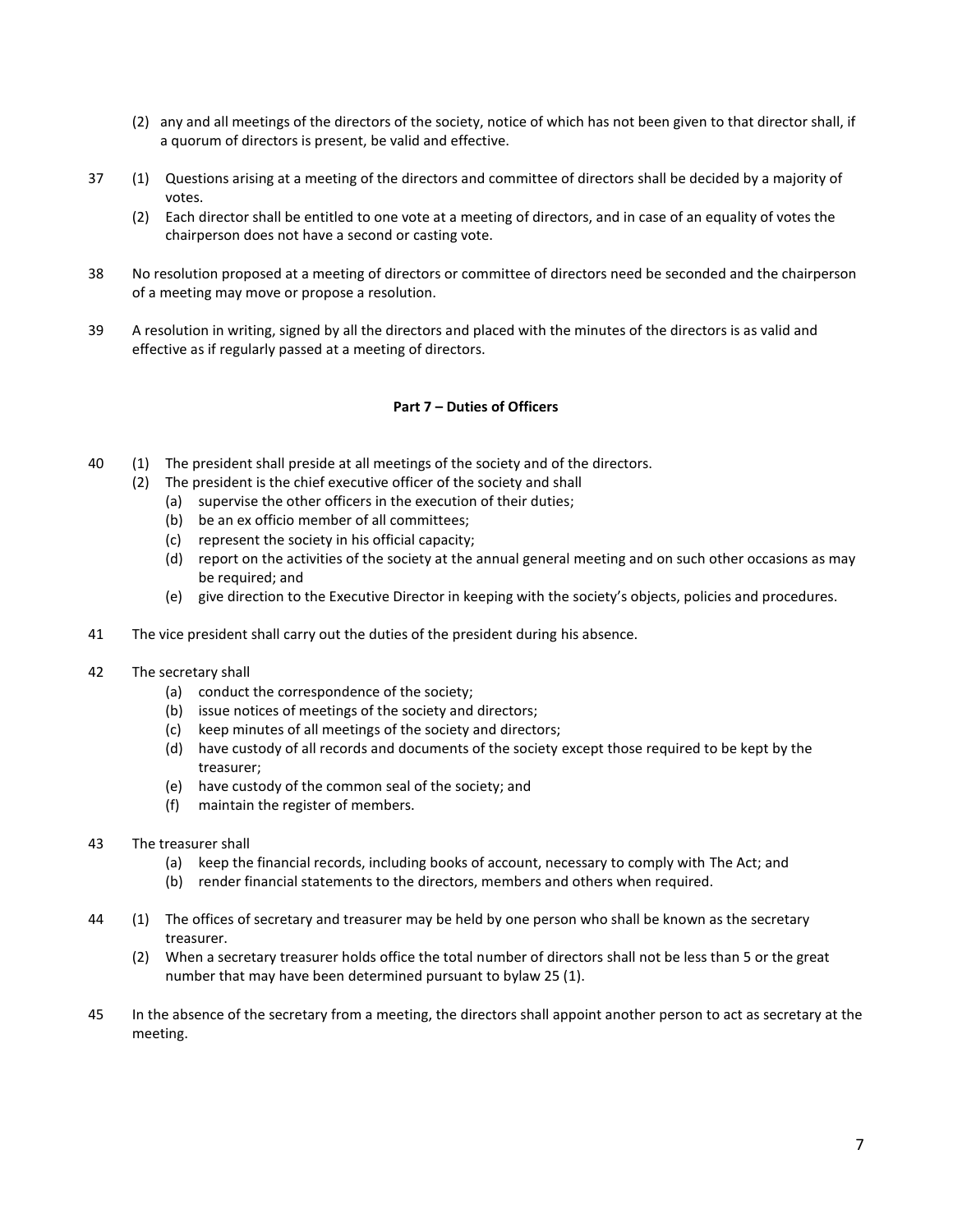(2) any and all meetings of the directors of the society, notice of which has not been given to that director shall, if a quorum of directors is present, be valid and effective.

37 (1) Questions arising at a meeting of the directors and committee of directors shall be decided by a majority of votes.

(2) Each director shall be entitled to one vote at a meeting of directors, and in case of an equality of votes the chairperson does not have a second or casting vote.

38 No resolution proposed at a meeting of directors or committee of directors need be seconded and the chairperson of a meeting may move or propose a resolution.

39 A resolution in writing, signed by all the directors and placed with the minutes of the directors is as valid and effective as if regularly passed at a meeting of directors.

**Part 7 – Duties of Officers**

40 (1) The president shall preside at all meetings of the society and of the directors.

(2) The president is the chief executive officer of the society and shall

- (a) supervise the other officers in the execution of their duties;
- (b) be an ex officio member of all committees;
- (c) represent the society in his official capacity;
- (d) report on the activities of the society at the annual general meeting and on such other occasions as may be required; and
- (e) give direction to the Executive Director in keeping with the society's objects, policies and procedures.

41 The vice president shall carry out the duties of the president during his absence.

42 The secretary shall

- (a) conduct the correspondence of the society;
- (b) issue notices of meetings of the society and directors;
- (c) keep minutes of all meetings of the society and directors;
- (d) have custody of all records and documents of the society except those required to be kept by the treasurer;
- (e) have custody of the common seal of the society; and
- (f) maintain the register of members.

43 The treasurer shall

- (a) keep the financial records, including books of account, necessary to comply with The Act; and
- (b) render financial statements to the directors, members and others when required.

44 (1) The offices of secretary and treasurer may be held by one person who shall be known as the secretary treasurer.

(2) When a secretary treasurer holds office the total number of directors shall not be less than 5 or the great number that may have been determined pursuant to bylaw 25 (1).

45 In the absence of the secretary from a meeting, the directors shall appoint another person to act as secretary at the meeting.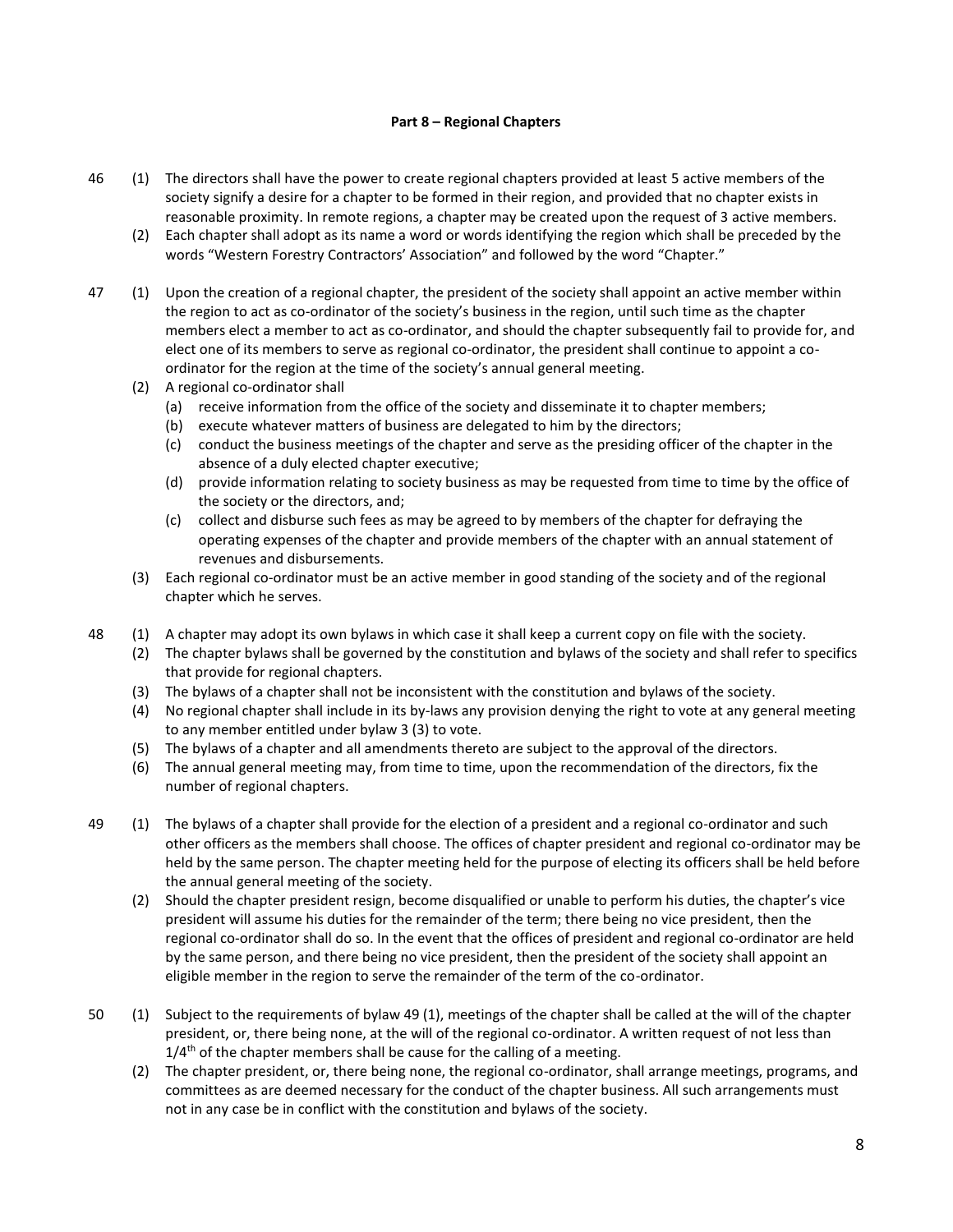## Part 8 – Regional Chapters

46 (1) The directors shall have the power to create regional chapters provided at least 5 active members of the society signify a desire for a chapter to be formed in their region, and provided that no chapter exists in reasonable proximity. In remote regions, a chapter may be created upon the request of 3 active members.

(2) Each chapter shall adopt as its name a word or words identifying the region which shall be preceded by the words "Western Forestry Contractors' Association" and followed by the word "Chapter."

47 (1) Upon the creation of a regional chapter, the president of the society shall appoint an active member within the region to act as co-ordinator of the society's business in the region, until such time as the chapter members elect a member to act as co-ordinator, and should the chapter subsequently fail to provide for, and elect one of its members to serve as regional co-ordinator, the president shall continue to appoint a co-ordinator for the region at the time of the society's annual general meeting.

(2) A regional co-ordinator shall

- (a) receive information from the office of the society and disseminate it to chapter members;
- (b) execute whatever matters of business are delegated to him by the directors;
- (c) conduct the business meetings of the chapter and serve as the presiding officer of the chapter in the absence of a duly elected chapter executive;
- (d) provide information relating to society business as may be requested from time to time by the office of the society or the directors, and;
- (c) collect and disburse such fees as may be agreed to by members of the chapter for defraying the operating expenses of the chapter and provide members of the chapter with an annual statement of revenues and disbursements.

(3) Each regional co-ordinator must be an active member in good standing of the society and of the regional chapter which he serves.

48 (1) A chapter may adopt its own bylaws in which case it shall keep a current copy on file with the society.

(2) The chapter bylaws shall be governed by the constitution and bylaws of the society and shall refer to specifics that provide for regional chapters.

(3) The bylaws of a chapter shall not be inconsistent with the constitution and bylaws of the society.

(4) No regional chapter shall include in its by-laws any provision denying the right to vote at any general meeting to any member entitled under bylaw 3 (3) to vote.

(5) The bylaws of a chapter and all amendments thereto are subject to the approval of the directors.

(6) The annual general meeting may, from time to time, upon the recommendation of the directors, fix the number of regional chapters.

49 (1) The bylaws of a chapter shall provide for the election of a president and a regional co-ordinator and such other officers as the members shall choose. The offices of chapter president and regional co-ordinator may be held by the same person. The chapter meeting held for the purpose of electing its officers shall be held before the annual general meeting of the society.

(2) Should the chapter president resign, become disqualified or unable to perform his duties, the chapter's vice president will assume his duties for the remainder of the term; there being no vice president, then the regional co-ordinator shall do so. In the event that the offices of president and regional co-ordinator are held by the same person, and there being no vice president, then the president of the society shall appoint an eligible member in the region to serve the remainder of the term of the co-ordinator.

50 (1) Subject to the requirements of bylaw 49 (1), meetings of the chapter shall be called at the will of the chapter president, or, there being none, at the will of the regional co-ordinator. A written request of not less than 1/4th of the chapter members shall be cause for the calling of a meeting.

(2) The chapter president, or, there being none, the regional co-ordinator, shall arrange meetings, programs, and committees as are deemed necessary for the conduct of the chapter business. All such arrangements must not in any case be in conflict with the constitution and bylaws of the society.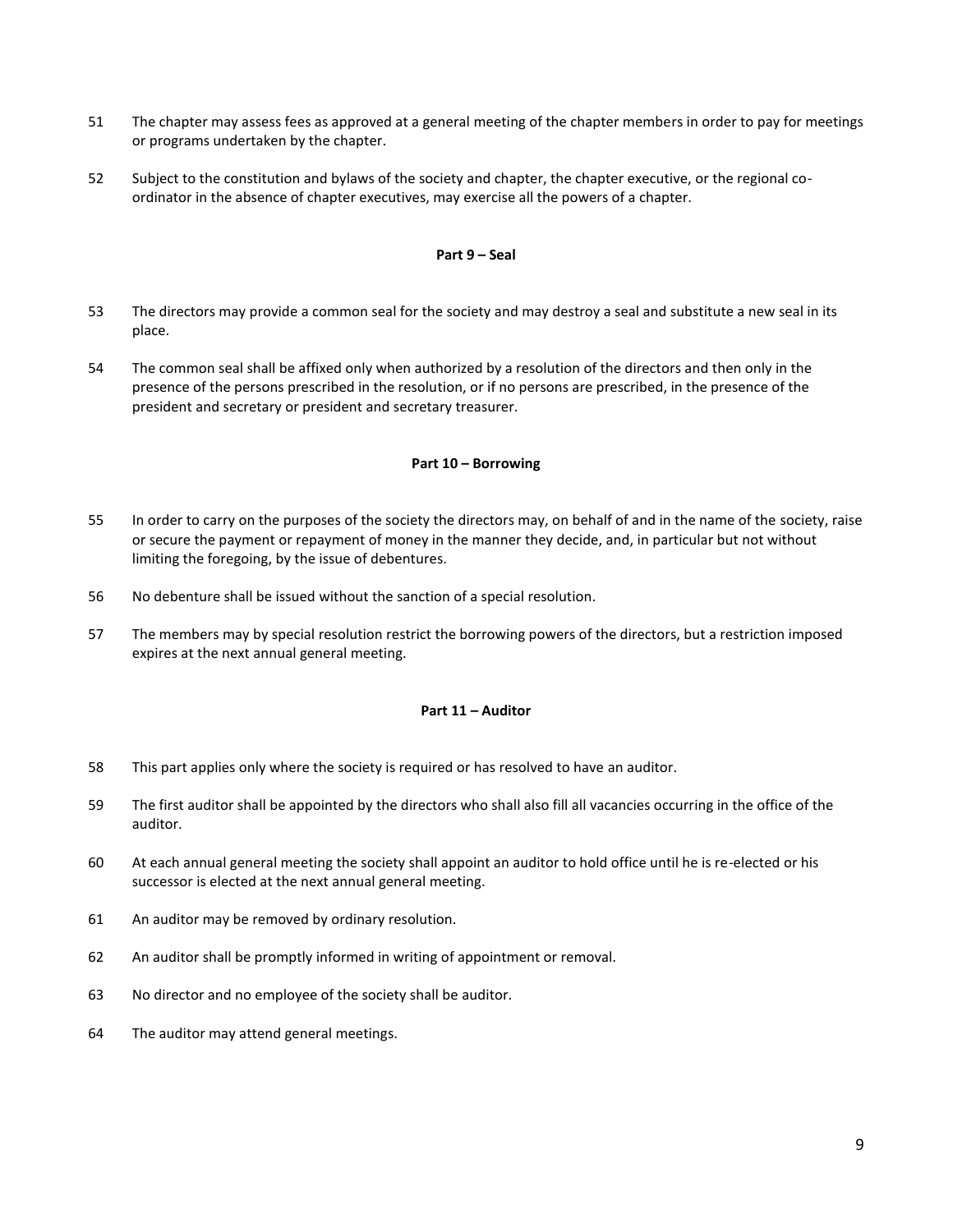51 The chapter may assess fees as approved at a general meeting of the chapter members in order to pay for meetings or programs undertaken by the chapter.

52 Subject to the constitution and bylaws of the society and chapter, the chapter executive, or the regional co-ordinator in the absence of chapter executives, may exercise all the powers of a chapter.

**Part 9 – Seal**

53 The directors may provide a common seal for the society and may destroy a seal and substitute a new seal in its place.

54 The common seal shall be affixed only when authorized by a resolution of the directors and then only in the presence of the persons prescribed in the resolution, or if no persons are prescribed, in the presence of the president and secretary or president and secretary treasurer.

**Part 10 – Borrowing**

55 In order to carry on the purposes of the society the directors may, on behalf of and in the name of the society, raise or secure the payment or repayment of money in the manner they decide, and, in particular but not without limiting the foregoing, by the issue of debentures.

56 No debenture shall be issued without the sanction of a special resolution.

57 The members may by special resolution restrict the borrowing powers of the directors, but a restriction imposed expires at the next annual general meeting.

**Part 11 – Auditor**

58 This part applies only where the society is required or has resolved to have an auditor.

59 The first auditor shall be appointed by the directors who shall also fill all vacancies occurring in the office of the auditor.

60 At each annual general meeting the society shall appoint an auditor to hold office until he is re-elected or his successor is elected at the next annual general meeting.

61 An auditor may be removed by ordinary resolution.

62 An auditor shall be promptly informed in writing of appointment or removal.

63 No director and no employee of the society shall be auditor.

64 The auditor may attend general meetings.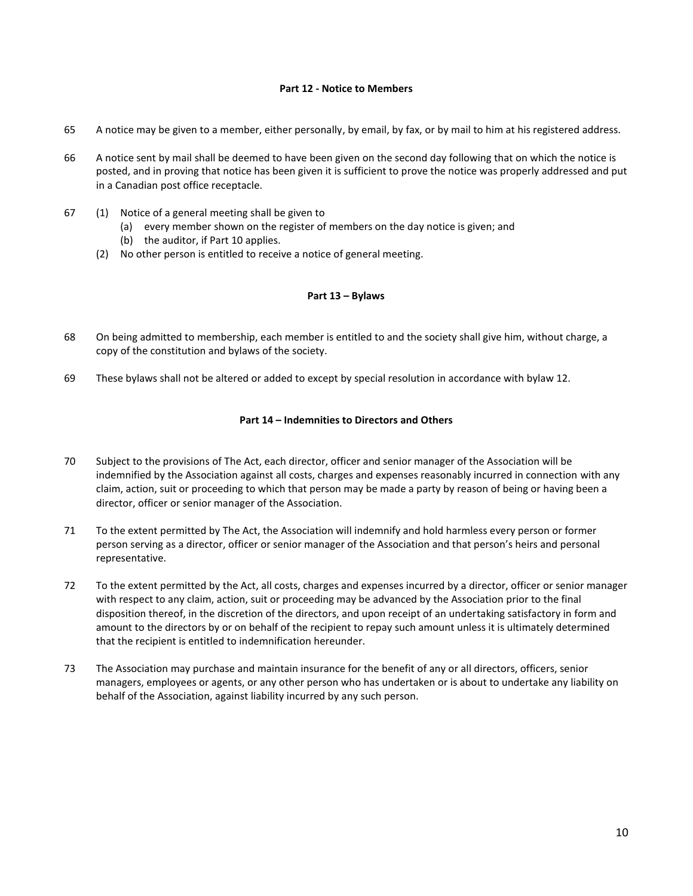## Part 12 - Notice to Members

65 A notice may be given to a member, either personally, by email, by fax, or by mail to him at his registered address.

66 A notice sent by mail shall be deemed to have been given on the second day following that on which the notice is posted, and in proving that notice has been given it is sufficient to prove the notice was properly addressed and put in a Canadian post office receptacle.

67 (1) Notice of a general meeting shall be given to
   (a) every member shown on the register of members on the day notice is given; and
   (b) the auditor, if Part 10 applies.
   (2) No other person is entitled to receive a notice of general meeting.

## Part 13 – Bylaws

68 On being admitted to membership, each member is entitled to and the society shall give him, without charge, a copy of the constitution and bylaws of the society.

69 These bylaws shall not be altered or added to except by special resolution in accordance with bylaw 12.

## Part 14 – Indemnities to Directors and Others

70 Subject to the provisions of The Act, each director, officer and senior manager of the Association will be indemnified by the Association against all costs, charges and expenses reasonably incurred in connection with any claim, action, suit or proceeding to which that person may be made a party by reason of being or having been a director, officer or senior manager of the Association.

71 To the extent permitted by The Act, the Association will indemnify and hold harmless every person or former person serving as a director, officer or senior manager of the Association and that person's heirs and personal representative.

72 To the extent permitted by the Act, all costs, charges and expenses incurred by a director, officer or senior manager with respect to any claim, action, suit or proceeding may be advanced by the Association prior to the final disposition thereof, in the discretion of the directors, and upon receipt of an undertaking satisfactory in form and amount to the directors by or on behalf of the recipient to repay such amount unless it is ultimately determined that the recipient is entitled to indemnification hereunder.

73 The Association may purchase and maintain insurance for the benefit of any or all directors, officers, senior managers, employees or agents, or any other person who has undertaken or is about to undertake any liability on behalf of the Association, against liability incurred by any such person.